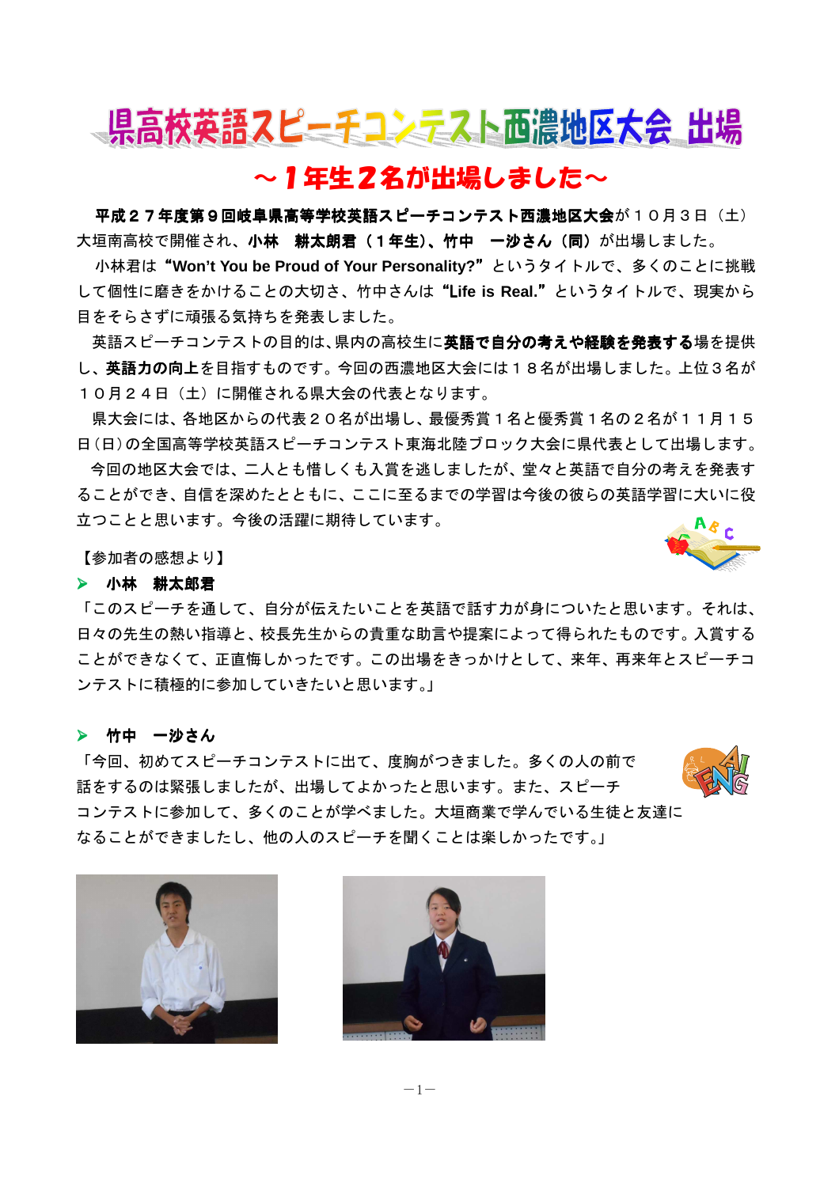# 県高校英語スピーチコンテスト西濃地区大会 出場

## ～１年生２名が出場しました～

**平成２７年度第９回岐阜県高等学校英語スピーチコンテスト西濃地区大会**が１０月３日（土）大垣南高校で開催され、**小林　耕太朗君（１年生）、竹中　一沙さん（同）**が出場しました。

小林君は**“Won’t You be Proud of Your Personality?”**というタイトルで、多くのことに挑戦して個性に磨きをかけることの大切さ、竹中さんは**“Life is Real.”**というタイトルで、現実から目をそらさずに頑張る気持ちを発表しました。

英語スピーチコンテストの目的は､県内の高校生に**英語で自分の考えや経験を発表する**場を提供し、**英語力の向上**を目指すものです。今回の西濃地区大会には１８名が出場しました。上位３名が１０月２４日（土）に開催される県大会の代表となります。

県大会には、各地区からの代表２０名が出場し、最優秀賞１名と優秀賞１名の２名が１１月１５日(日)の全国高等学校英語スピーチコンテスト東海北陸ブロック大会に県代表として出場します。

今回の地区大会では、二人とも惜しくも入賞を逃しましたが、堂々と英語で自分の考えを発表することができ、自信を深めたとともに、ここに至るまでの学習は今後の彼らの英語学習に大いに役立つことと思います。今後の活躍に期待しています。

【参加者の感想より】

- **小林　耕太郎君**

「このスピーチを通して、自分が伝えたいことを英語で話す力が身についたと思います。それは、日々の先生の熱い指導と、校長先生からの貴重な助言や提案によって得られたものです。入賞することができなくて、正直悔しかったです。この出場をきっかけとして、来年、再来年とスピーチコンテストに積極的に参加していきたいと思います。」

- **竹中　一沙さん**

「今回、初めてスピーチコンテストに出て、度胸がつきました。多くの人の前で話をするのは緊張しましたが、出場してよかったと思います。また、スピーチコンテストに参加して、多くのことが学べました。大垣商業で学んでいる生徒と友達になることができましたし、他の人のスピーチを聞くことは楽しかったです。」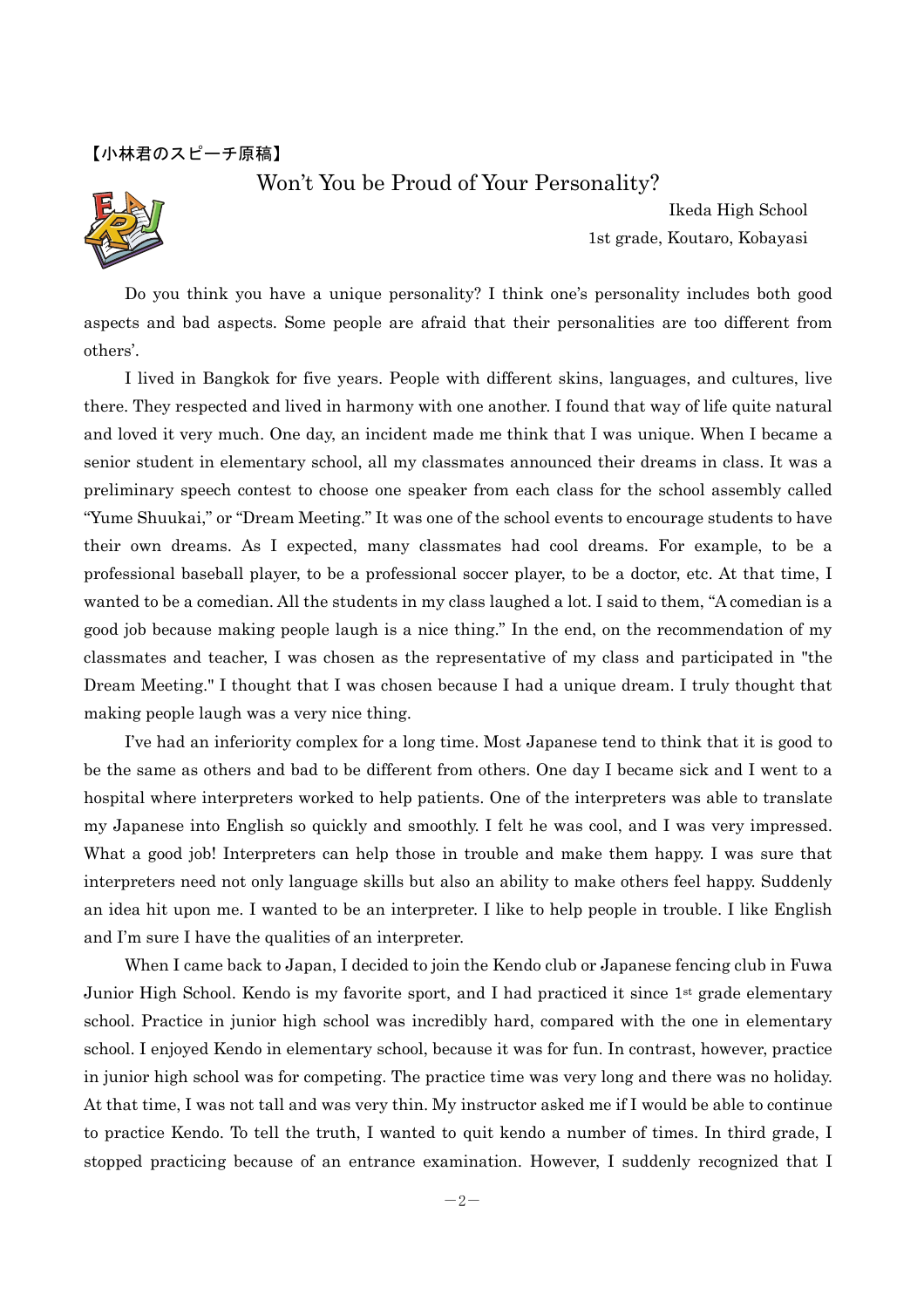【小林君のスピーチ原稿】

# Won’t You be Proud of Your Personality?

Ikeda High School
1st grade, Koutaro, Kobayasi

Do you think you have a unique personality? I think one’s personality includes both good aspects and bad aspects. Some people are afraid that their personalities are too different from others’.

I lived in Bangkok for five years. People with different skins, languages, and cultures, live there. They respected and lived in harmony with one another. I found that way of life quite natural and loved it very much. One day, an incident made me think that I was unique. When I became a senior student in elementary school, all my classmates announced their dreams in class. It was a preliminary speech contest to choose one speaker from each class for the school assembly called “Yume Shuukai,” or “Dream Meeting.” It was one of the school events to encourage students to have their own dreams. As I expected, many classmates had cool dreams. For example, to be a professional baseball player, to be a professional soccer player, to be a doctor, etc. At that time, I wanted to be a comedian. All the students in my class laughed a lot. I said to them, “A comedian is a good job because making people laugh is a nice thing.” In the end, on the recommendation of my classmates and teacher, I was chosen as the representative of my class and participated in "the Dream Meeting." I thought that I was chosen because I had a unique dream. I truly thought that making people laugh was a very nice thing.

I’ve had an inferiority complex for a long time. Most Japanese tend to think that it is good to be the same as others and bad to be different from others. One day I became sick and I went to a hospital where interpreters worked to help patients. One of the interpreters was able to translate my Japanese into English so quickly and smoothly. I felt he was cool, and I was very impressed. What a good job! Interpreters can help those in trouble and make them happy. I was sure that interpreters need not only language skills but also an ability to make others feel happy. Suddenly an idea hit upon me. I wanted to be an interpreter. I like to help people in trouble. I like English and I’m sure I have the qualities of an interpreter.

When I came back to Japan, I decided to join the Kendo club or Japanese fencing club in Fuwa Junior High School. Kendo is my favorite sport, and I had practiced it since 1st grade elementary school. Practice in junior high school was incredibly hard, compared with the one in elementary school. I enjoyed Kendo in elementary school, because it was for fun. In contrast, however, practice in junior high school was for competing. The practice time was very long and there was no holiday. At that time, I was not tall and was very thin. My instructor asked me if I would be able to continue to practice Kendo. To tell the truth, I wanted to quit kendo a number of times. In third grade, I stopped practicing because of an entrance examination. However, I suddenly recognized that I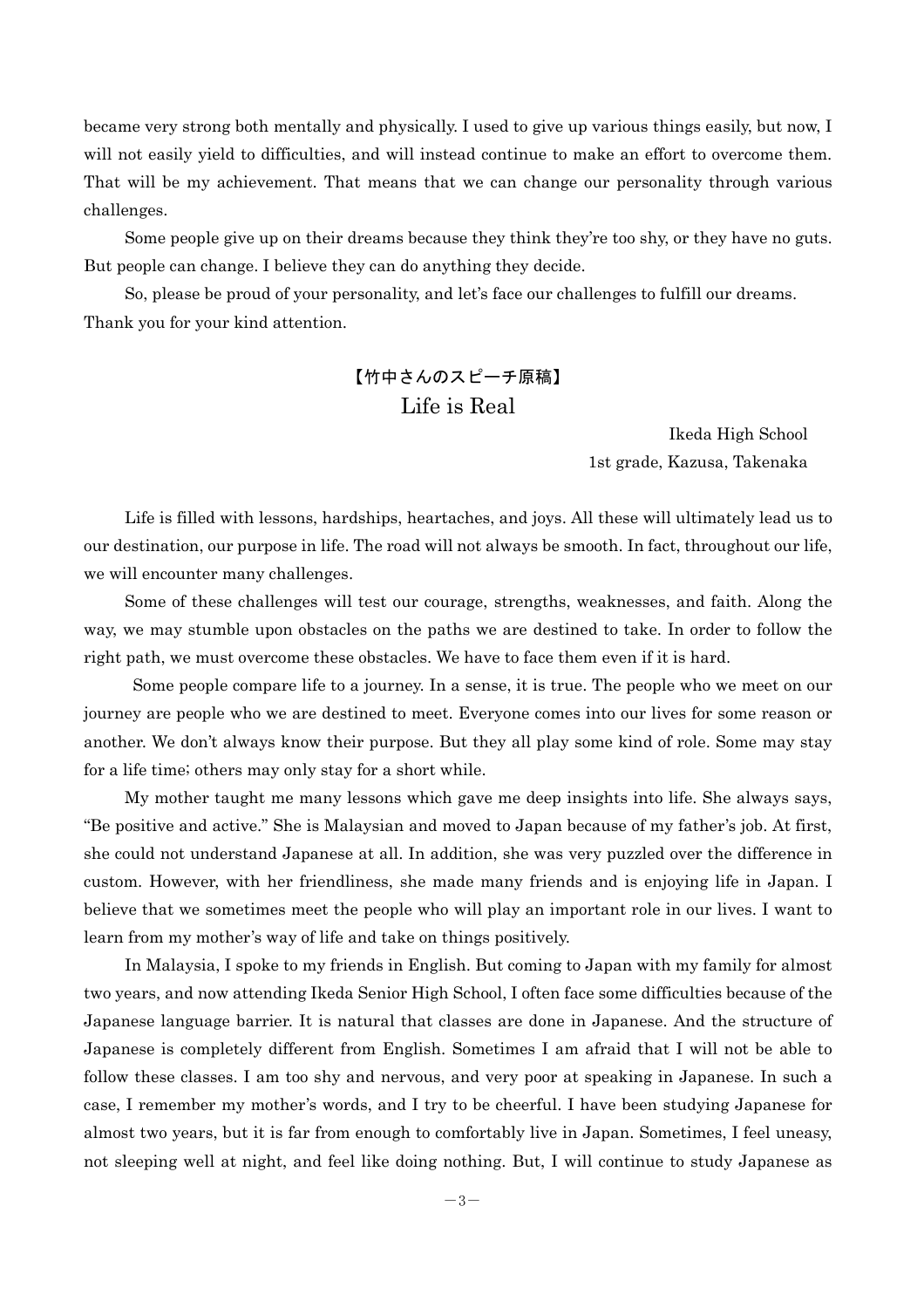became very strong both mentally and physically. I used to give up various things easily, but now, I will not easily yield to difficulties, and will instead continue to make an effort to overcome them. That will be my achievement. That means that we can change our personality through various challenges.

Some people give up on their dreams because they think they're too shy, or they have no guts. But people can change. I believe they can do anything they decide.

So, please be proud of your personality, and let's face our challenges to fulfill our dreams. Thank you for your kind attention.

## 【竹中さんのスピーチ原稿】
## Life is Real

Ikeda High School
1st grade, Kazusa, Takenaka

Life is filled with lessons, hardships, heartaches, and joys. All these will ultimately lead us to our destination, our purpose in life. The road will not always be smooth. In fact, throughout our life, we will encounter many challenges.

Some of these challenges will test our courage, strengths, weaknesses, and faith. Along the way, we may stumble upon obstacles on the paths we are destined to take. In order to follow the right path, we must overcome these obstacles. We have to face them even if it is hard.

Some people compare life to a journey. In a sense, it is true. The people who we meet on our journey are people who we are destined to meet. Everyone comes into our lives for some reason or another. We don't always know their purpose. But they all play some kind of role. Some may stay for a life time; others may only stay for a short while.

My mother taught me many lessons which gave me deep insights into life. She always says, "Be positive and active." She is Malaysian and moved to Japan because of my father's job. At first, she could not understand Japanese at all. In addition, she was very puzzled over the difference in custom. However, with her friendliness, she made many friends and is enjoying life in Japan. I believe that we sometimes meet the people who will play an important role in our lives. I want to learn from my mother's way of life and take on things positively.

In Malaysia, I spoke to my friends in English. But coming to Japan with my family for almost two years, and now attending Ikeda Senior High School, I often face some difficulties because of the Japanese language barrier. It is natural that classes are done in Japanese. And the structure of Japanese is completely different from English. Sometimes I am afraid that I will not be able to follow these classes. I am too shy and nervous, and very poor at speaking in Japanese. In such a case, I remember my mother's words, and I try to be cheerful. I have been studying Japanese for almost two years, but it is far from enough to comfortably live in Japan. Sometimes, I feel uneasy, not sleeping well at night, and feel like doing nothing. But, I will continue to study Japanese as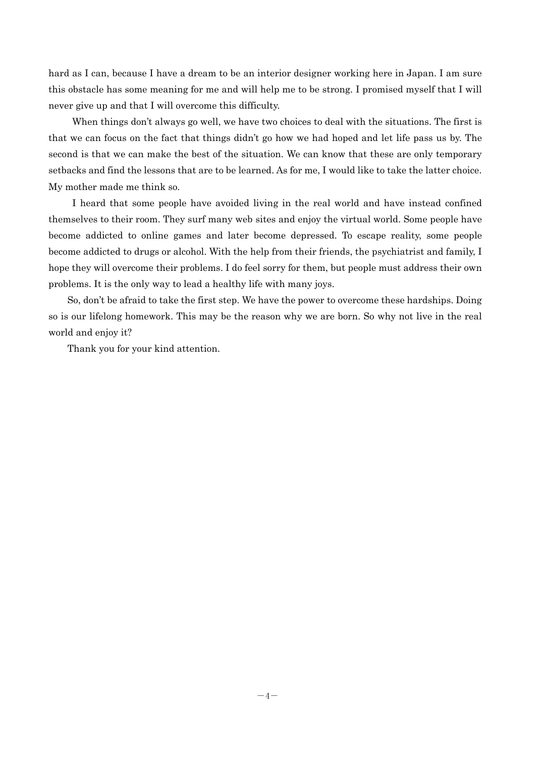hard as I can, because I have a dream to be an interior designer working here in Japan. I am sure this obstacle has some meaning for me and will help me to be strong. I promised myself that I will never give up and that I will overcome this difficulty.

When things don't always go well, we have two choices to deal with the situations. The first is that we can focus on the fact that things didn't go how we had hoped and let life pass us by. The second is that we can make the best of the situation. We can know that these are only temporary setbacks and find the lessons that are to be learned. As for me, I would like to take the latter choice. My mother made me think so.

I heard that some people have avoided living in the real world and have instead confined themselves to their room. They surf many web sites and enjoy the virtual world. Some people have become addicted to online games and later become depressed. To escape reality, some people become addicted to drugs or alcohol. With the help from their friends, the psychiatrist and family, I hope they will overcome their problems. I do feel sorry for them, but people must address their own problems. It is the only way to lead a healthy life with many joys.

So, don't be afraid to take the first step. We have the power to overcome these hardships. Doing so is our lifelong homework. This may be the reason why we are born. So why not live in the real world and enjoy it?

Thank you for your kind attention.